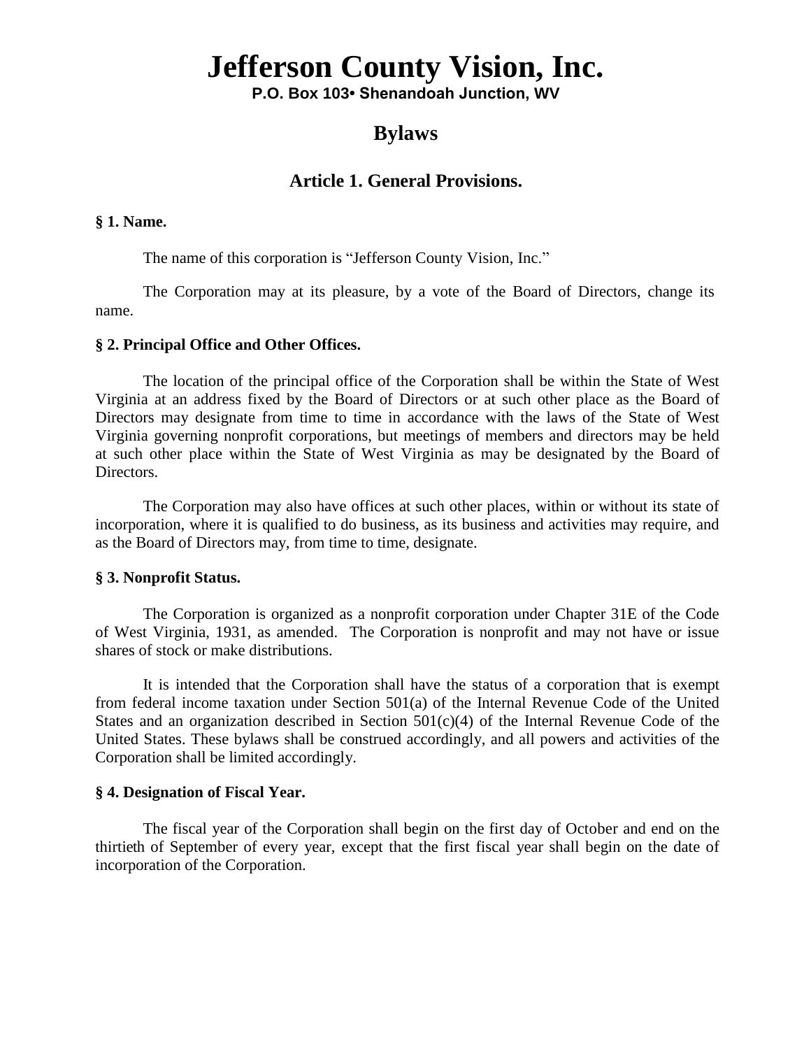# Jefferson County Vision, Inc.

**P.O. Box 103• Shenandoah Junction, WV**

## Bylaws

### Article 1. General Provisions.

**§ 1. Name.**

The name of this corporation is "Jefferson County Vision, Inc."

The Corporation may at its pleasure, by a vote of the Board of Directors, change its name.

**§ 2. Principal Office and Other Offices.**

The location of the principal office of the Corporation shall be within the State of West Virginia at an address fixed by the Board of Directors or at such other place as the Board of Directors may designate from time to time in accordance with the laws of the State of West Virginia governing nonprofit corporations, but meetings of members and directors may be held at such other place within the State of West Virginia as may be designated by the Board of Directors.

The Corporation may also have offices at such other places, within or without its state of incorporation, where it is qualified to do business, as its business and activities may require, and as the Board of Directors may, from time to time, designate.

**§ 3. Nonprofit Status.**

The Corporation is organized as a nonprofit corporation under Chapter 31E of the Code of West Virginia, 1931, as amended. The Corporation is nonprofit and may not have or issue shares of stock or make distributions.

It is intended that the Corporation shall have the status of a corporation that is exempt from federal income taxation under Section 501(a) of the Internal Revenue Code of the United States and an organization described in Section 501(c)(4) of the Internal Revenue Code of the United States. These bylaws shall be construed accordingly, and all powers and activities of the Corporation shall be limited accordingly.

**§ 4. Designation of Fiscal Year.**

The fiscal year of the Corporation shall begin on the first day of October and end on the thirtieth of September of every year, except that the first fiscal year shall begin on the date of incorporation of the Corporation.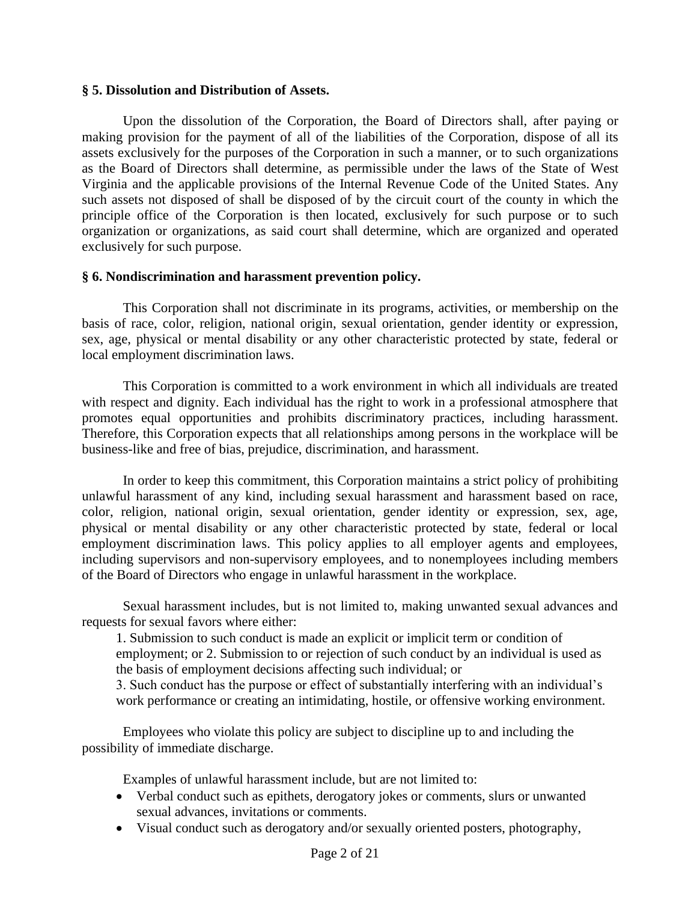**§ 5. Dissolution and Distribution of Assets.**

Upon the dissolution of the Corporation, the Board of Directors shall, after paying or making provision for the payment of all of the liabilities of the Corporation, dispose of all its assets exclusively for the purposes of the Corporation in such a manner, or to such organizations as the Board of Directors shall determine, as permissible under the laws of the State of West Virginia and the applicable provisions of the Internal Revenue Code of the United States. Any such assets not disposed of shall be disposed of by the circuit court of the county in which the principle office of the Corporation is then located, exclusively for such purpose or to such organization or organizations, as said court shall determine, which are organized and operated exclusively for such purpose.

**§ 6. Nondiscrimination and harassment prevention policy.**

This Corporation shall not discriminate in its programs, activities, or membership on the basis of race, color, religion, national origin, sexual orientation, gender identity or expression, sex, age, physical or mental disability or any other characteristic protected by state, federal or local employment discrimination laws.

This Corporation is committed to a work environment in which all individuals are treated with respect and dignity. Each individual has the right to work in a professional atmosphere that promotes equal opportunities and prohibits discriminatory practices, including harassment. Therefore, this Corporation expects that all relationships among persons in the workplace will be business-like and free of bias, prejudice, discrimination, and harassment.

In order to keep this commitment, this Corporation maintains a strict policy of prohibiting unlawful harassment of any kind, including sexual harassment and harassment based on race, color, religion, national origin, sexual orientation, gender identity or expression, sex, age, physical or mental disability or any other characteristic protected by state, federal or local employment discrimination laws. This policy applies to all employer agents and employees, including supervisors and non-supervisory employees, and to nonemployees including members of the Board of Directors who engage in unlawful harassment in the workplace.

Sexual harassment includes, but is not limited to, making unwanted sexual advances and requests for sexual favors where either:

1. Submission to such conduct is made an explicit or implicit term or condition of employment; or 2. Submission to or rejection of such conduct by an individual is used as the basis of employment decisions affecting such individual; or
3. Such conduct has the purpose or effect of substantially interfering with an individual's work performance or creating an intimidating, hostile, or offensive working environment.

Employees who violate this policy are subject to discipline up to and including the possibility of immediate discharge.

Examples of unlawful harassment include, but are not limited to:

- Verbal conduct such as epithets, derogatory jokes or comments, slurs or unwanted sexual advances, invitations or comments.
- Visual conduct such as derogatory and/or sexually oriented posters, photography,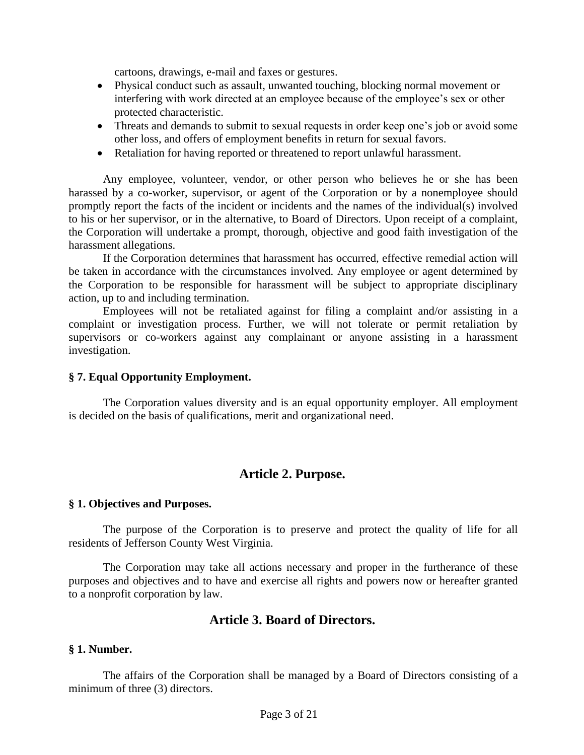cartoons, drawings, e-mail and faxes or gestures.

- Physical conduct such as assault, unwanted touching, blocking normal movement or interfering with work directed at an employee because of the employee's sex or other protected characteristic.
- Threats and demands to submit to sexual requests in order keep one's job or avoid some other loss, and offers of employment benefits in return for sexual favors.
- Retaliation for having reported or threatened to report unlawful harassment.

Any employee, volunteer, vendor, or other person who believes he or she has been harassed by a co-worker, supervisor, or agent of the Corporation or by a nonemployee should promptly report the facts of the incident or incidents and the names of the individual(s) involved to his or her supervisor, or in the alternative, to Board of Directors. Upon receipt of a complaint, the Corporation will undertake a prompt, thorough, objective and good faith investigation of the harassment allegations.

If the Corporation determines that harassment has occurred, effective remedial action will be taken in accordance with the circumstances involved. Any employee or agent determined by the Corporation to be responsible for harassment will be subject to appropriate disciplinary action, up to and including termination.

Employees will not be retaliated against for filing a complaint and/or assisting in a complaint or investigation process. Further, we will not tolerate or permit retaliation by supervisors or co-workers against any complainant or anyone assisting in a harassment investigation.

### § 7. Equal Opportunity Employment.

The Corporation values diversity and is an equal opportunity employer. All employment is decided on the basis of qualifications, merit and organizational need.

## Article 2. Purpose.

### § 1. Objectives and Purposes.

The purpose of the Corporation is to preserve and protect the quality of life for all residents of Jefferson County West Virginia.

The Corporation may take all actions necessary and proper in the furtherance of these purposes and objectives and to have and exercise all rights and powers now or hereafter granted to a nonprofit corporation by law.

## Article 3. Board of Directors.

### § 1. Number.

The affairs of the Corporation shall be managed by a Board of Directors consisting of a minimum of three (3) directors.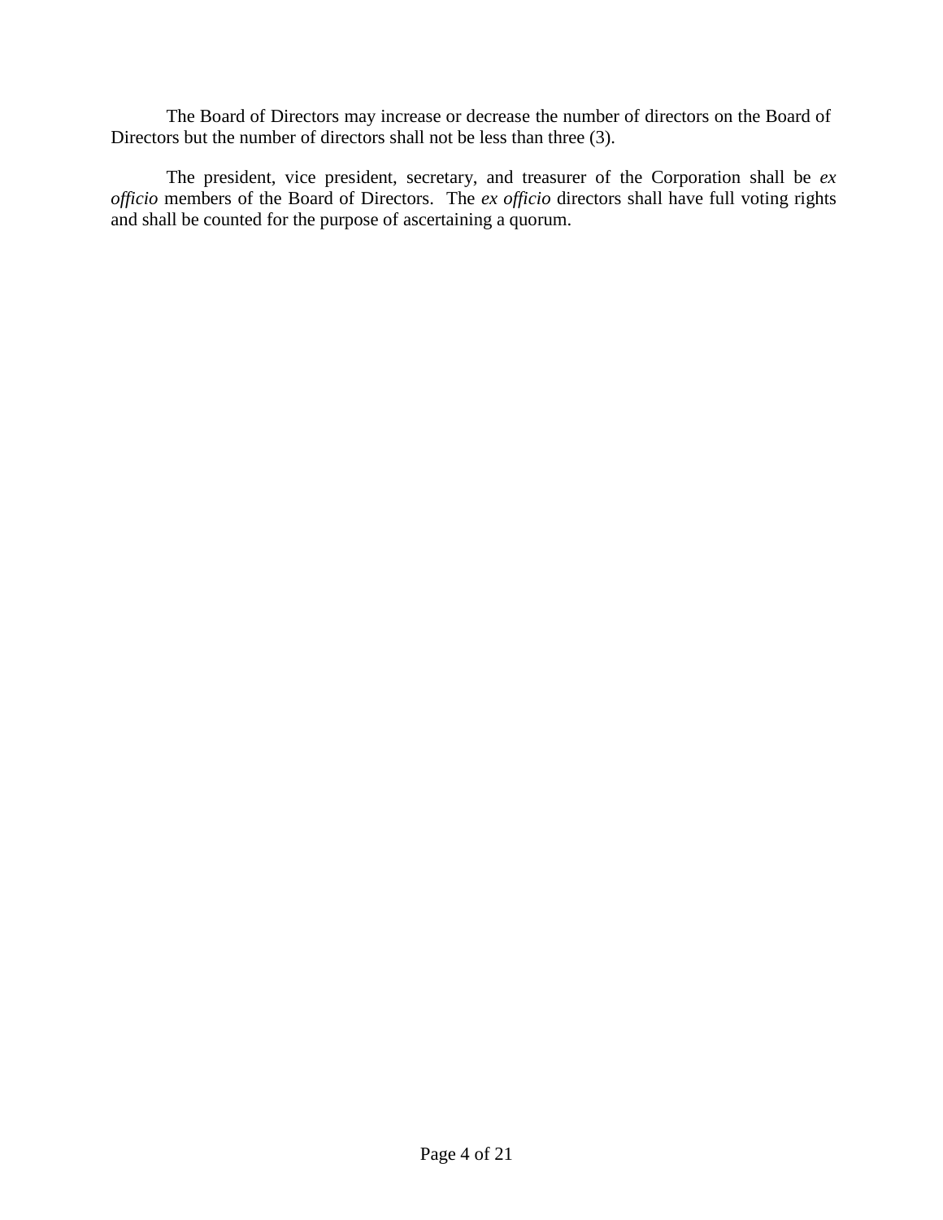The Board of Directors may increase or decrease the number of directors on the Board of Directors but the number of directors shall not be less than three (3).

The president, vice president, secretary, and treasurer of the Corporation shall be *ex officio* members of the Board of Directors. The *ex officio* directors shall have full voting rights and shall be counted for the purpose of ascertaining a quorum.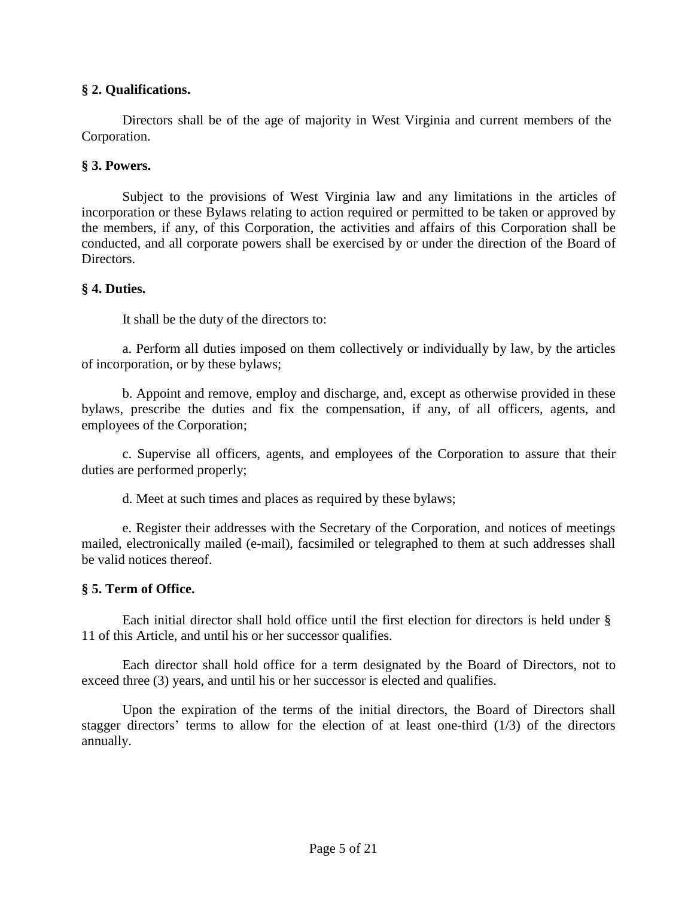**§ 2. Qualifications.**

Directors shall be of the age of majority in West Virginia and current members of the Corporation.

**§ 3. Powers.**

Subject to the provisions of West Virginia law and any limitations in the articles of incorporation or these Bylaws relating to action required or permitted to be taken or approved by the members, if any, of this Corporation, the activities and affairs of this Corporation shall be conducted, and all corporate powers shall be exercised by or under the direction of the Board of Directors.

**§ 4. Duties.**

It shall be the duty of the directors to:

a. Perform all duties imposed on them collectively or individually by law, by the articles of incorporation, or by these bylaws;

b. Appoint and remove, employ and discharge, and, except as otherwise provided in these bylaws, prescribe the duties and fix the compensation, if any, of all officers, agents, and employees of the Corporation;

c. Supervise all officers, agents, and employees of the Corporation to assure that their duties are performed properly;

d. Meet at such times and places as required by these bylaws;

e. Register their addresses with the Secretary of the Corporation, and notices of meetings mailed, electronically mailed (e-mail), facsimiled or telegraphed to them at such addresses shall be valid notices thereof.

**§ 5. Term of Office.**

Each initial director shall hold office until the first election for directors is held under § 11 of this Article, and until his or her successor qualifies.

Each director shall hold office for a term designated by the Board of Directors, not to exceed three (3) years, and until his or her successor is elected and qualifies.

Upon the expiration of the terms of the initial directors, the Board of Directors shall stagger directors' terms to allow for the election of at least one-third (1/3) of the directors annually.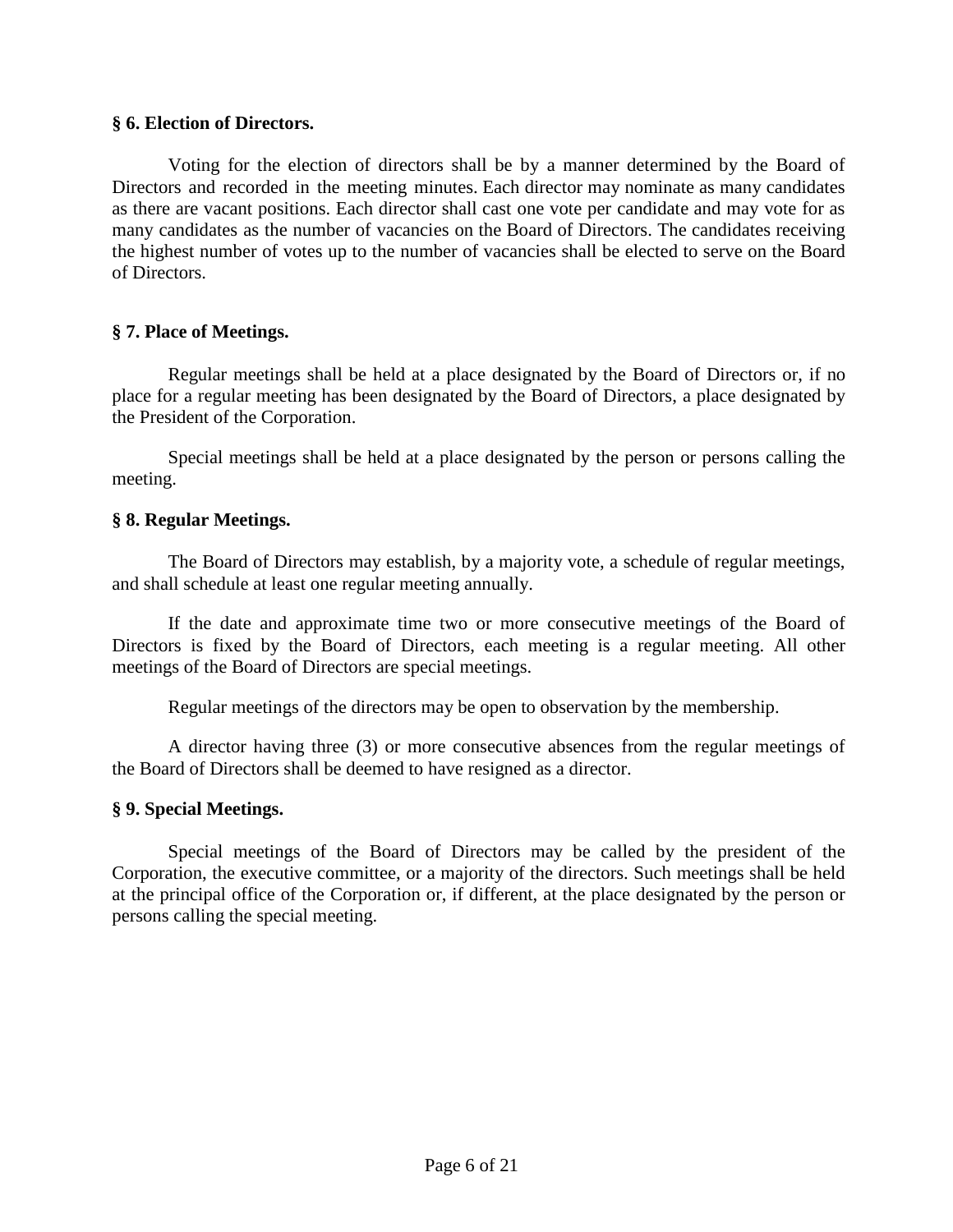**§ 6. Election of Directors.**

Voting for the election of directors shall be by a manner determined by the Board of Directors and recorded in the meeting minutes. Each director may nominate as many candidates as there are vacant positions. Each director shall cast one vote per candidate and may vote for as many candidates as the number of vacancies on the Board of Directors. The candidates receiving the highest number of votes up to the number of vacancies shall be elected to serve on the Board of Directors.

**§ 7. Place of Meetings.**

Regular meetings shall be held at a place designated by the Board of Directors or, if no place for a regular meeting has been designated by the Board of Directors, a place designated by the President of the Corporation.

Special meetings shall be held at a place designated by the person or persons calling the meeting.

**§ 8. Regular Meetings.**

The Board of Directors may establish, by a majority vote, a schedule of regular meetings, and shall schedule at least one regular meeting annually.

If the date and approximate time two or more consecutive meetings of the Board of Directors is fixed by the Board of Directors, each meeting is a regular meeting. All other meetings of the Board of Directors are special meetings.

Regular meetings of the directors may be open to observation by the membership.

A director having three (3) or more consecutive absences from the regular meetings of the Board of Directors shall be deemed to have resigned as a director.

**§ 9. Special Meetings.**

Special meetings of the Board of Directors may be called by the president of the Corporation, the executive committee, or a majority of the directors. Such meetings shall be held at the principal office of the Corporation or, if different, at the place designated by the person or persons calling the special meeting.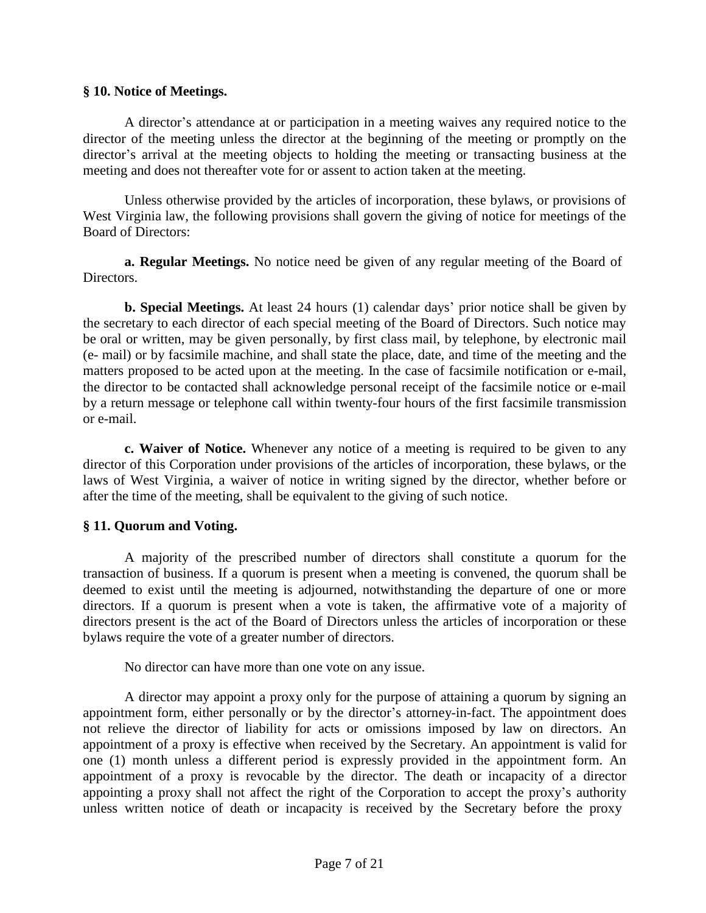**§ 10. Notice of Meetings.**

A director's attendance at or participation in a meeting waives any required notice to the director of the meeting unless the director at the beginning of the meeting or promptly on the director's arrival at the meeting objects to holding the meeting or transacting business at the meeting and does not thereafter vote for or assent to action taken at the meeting.

Unless otherwise provided by the articles of incorporation, these bylaws, or provisions of West Virginia law, the following provisions shall govern the giving of notice for meetings of the Board of Directors:

**a. Regular Meetings.** No notice need be given of any regular meeting of the Board of Directors.

**b. Special Meetings.** At least 24 hours (1) calendar days' prior notice shall be given by the secretary to each director of each special meeting of the Board of Directors. Such notice may be oral or written, may be given personally, by first class mail, by telephone, by electronic mail (e- mail) or by facsimile machine, and shall state the place, date, and time of the meeting and the matters proposed to be acted upon at the meeting. In the case of facsimile notification or e-mail, the director to be contacted shall acknowledge personal receipt of the facsimile notice or e-mail by a return message or telephone call within twenty-four hours of the first facsimile transmission or e-mail.

**c. Waiver of Notice.** Whenever any notice of a meeting is required to be given to any director of this Corporation under provisions of the articles of incorporation, these bylaws, or the laws of West Virginia, a waiver of notice in writing signed by the director, whether before or after the time of the meeting, shall be equivalent to the giving of such notice.

**§ 11. Quorum and Voting.**

A majority of the prescribed number of directors shall constitute a quorum for the transaction of business. If a quorum is present when a meeting is convened, the quorum shall be deemed to exist until the meeting is adjourned, notwithstanding the departure of one or more directors. If a quorum is present when a vote is taken, the affirmative vote of a majority of directors present is the act of the Board of Directors unless the articles of incorporation or these bylaws require the vote of a greater number of directors.

No director can have more than one vote on any issue.

A director may appoint a proxy only for the purpose of attaining a quorum by signing an appointment form, either personally or by the director's attorney-in-fact. The appointment does not relieve the director of liability for acts or omissions imposed by law on directors. An appointment of a proxy is effective when received by the Secretary. An appointment is valid for one (1) month unless a different period is expressly provided in the appointment form. An appointment of a proxy is revocable by the director. The death or incapacity of a director appointing a proxy shall not affect the right of the Corporation to accept the proxy's authority unless written notice of death or incapacity is received by the Secretary before the proxy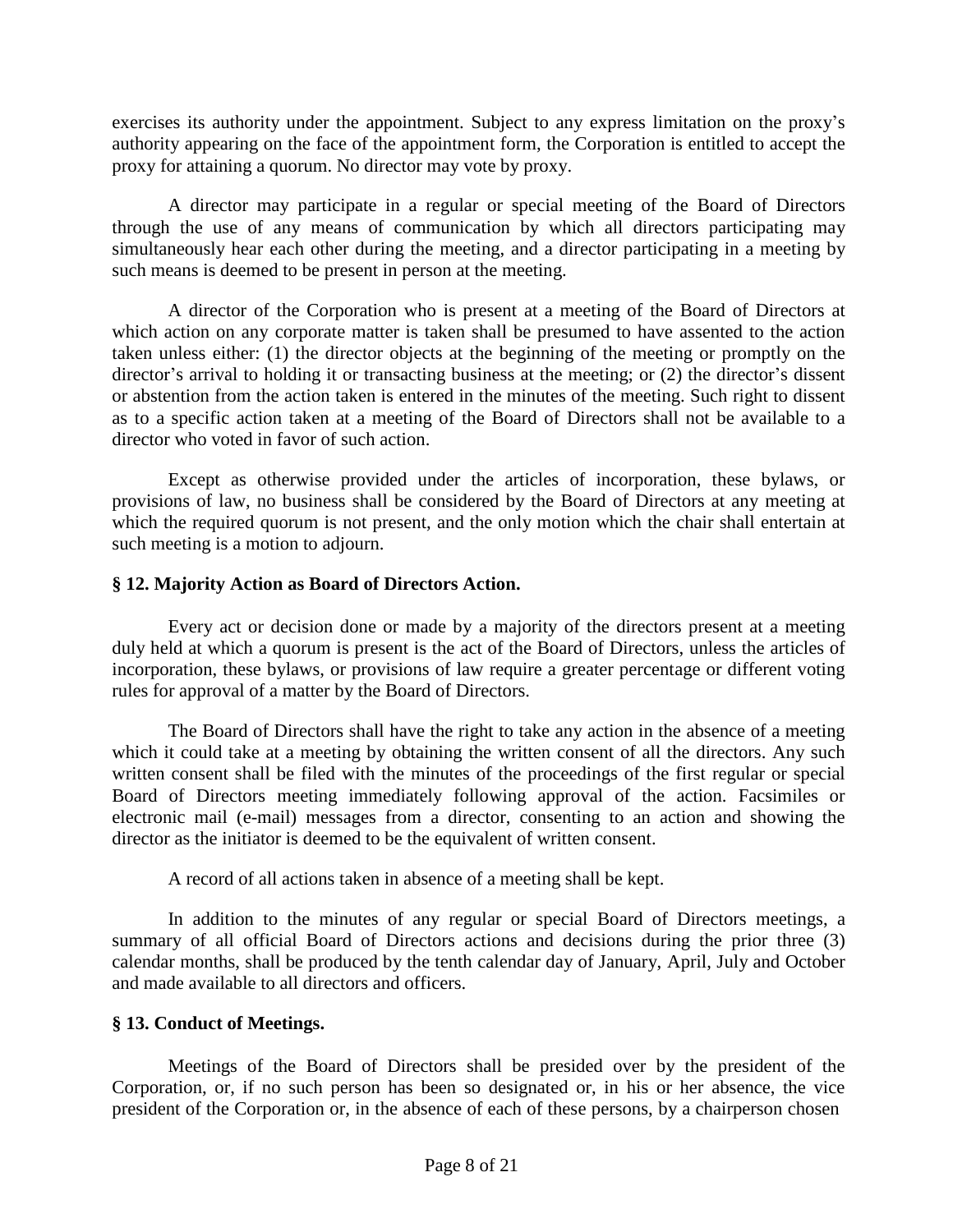exercises its authority under the appointment. Subject to any express limitation on the proxy's authority appearing on the face of the appointment form, the Corporation is entitled to accept the proxy for attaining a quorum. No director may vote by proxy.

A director may participate in a regular or special meeting of the Board of Directors through the use of any means of communication by which all directors participating may simultaneously hear each other during the meeting, and a director participating in a meeting by such means is deemed to be present in person at the meeting.

A director of the Corporation who is present at a meeting of the Board of Directors at which action on any corporate matter is taken shall be presumed to have assented to the action taken unless either: (1) the director objects at the beginning of the meeting or promptly on the director's arrival to holding it or transacting business at the meeting; or (2) the director's dissent or abstention from the action taken is entered in the minutes of the meeting. Such right to dissent as to a specific action taken at a meeting of the Board of Directors shall not be available to a director who voted in favor of such action.

Except as otherwise provided under the articles of incorporation, these bylaws, or provisions of law, no business shall be considered by the Board of Directors at any meeting at which the required quorum is not present, and the only motion which the chair shall entertain at such meeting is a motion to adjourn.

### § 12. Majority Action as Board of Directors Action.

Every act or decision done or made by a majority of the directors present at a meeting duly held at which a quorum is present is the act of the Board of Directors, unless the articles of incorporation, these bylaws, or provisions of law require a greater percentage or different voting rules for approval of a matter by the Board of Directors.

The Board of Directors shall have the right to take any action in the absence of a meeting which it could take at a meeting by obtaining the written consent of all the directors. Any such written consent shall be filed with the minutes of the proceedings of the first regular or special Board of Directors meeting immediately following approval of the action. Facsimiles or electronic mail (e-mail) messages from a director, consenting to an action and showing the director as the initiator is deemed to be the equivalent of written consent.

A record of all actions taken in absence of a meeting shall be kept.

In addition to the minutes of any regular or special Board of Directors meetings, a summary of all official Board of Directors actions and decisions during the prior three (3) calendar months, shall be produced by the tenth calendar day of January, April, July and October and made available to all directors and officers.

### § 13. Conduct of Meetings.

Meetings of the Board of Directors shall be presided over by the president of the Corporation, or, if no such person has been so designated or, in his or her absence, the vice president of the Corporation or, in the absence of each of these persons, by a chairperson chosen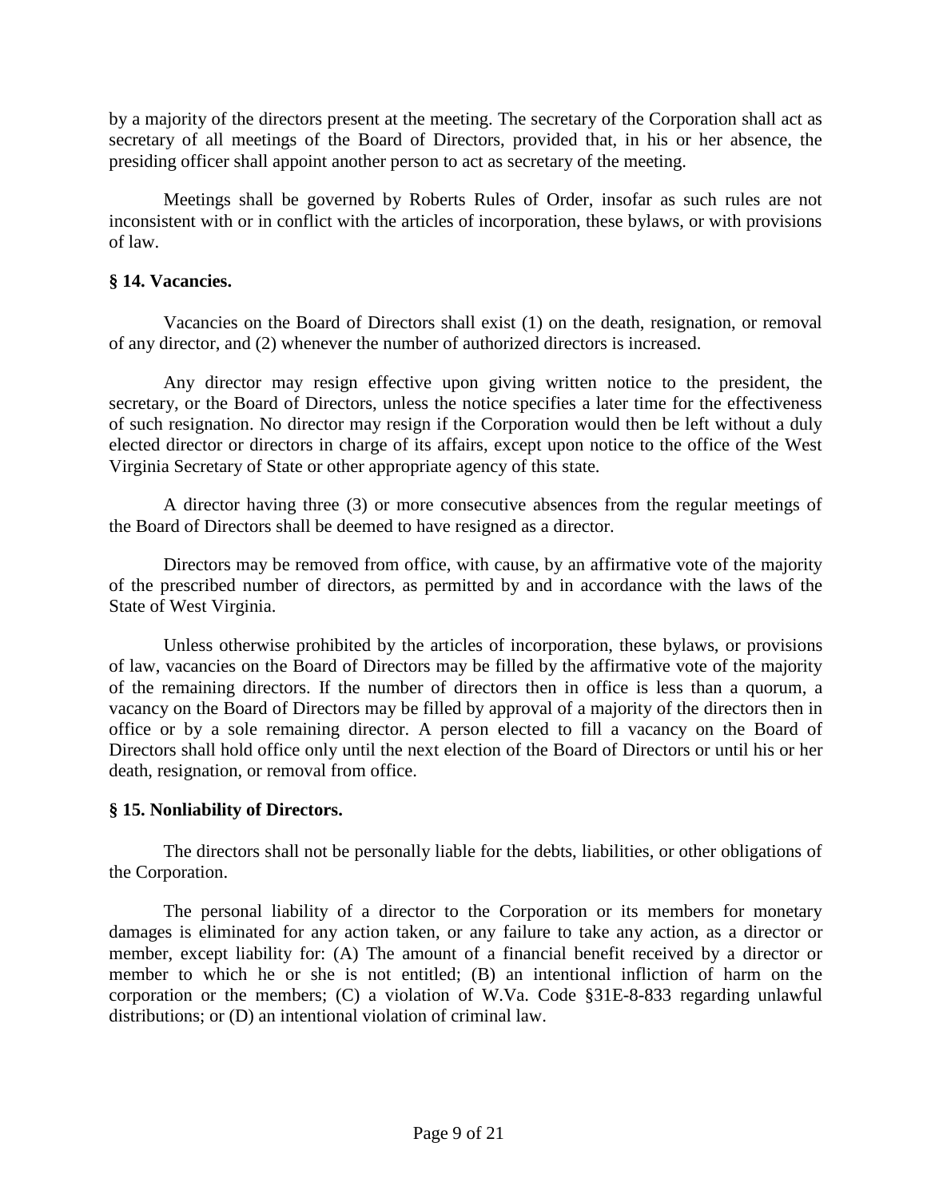by a majority of the directors present at the meeting. The secretary of the Corporation shall act as secretary of all meetings of the Board of Directors, provided that, in his or her absence, the presiding officer shall appoint another person to act as secretary of the meeting.

Meetings shall be governed by Roberts Rules of Order, insofar as such rules are not inconsistent with or in conflict with the articles of incorporation, these bylaws, or with provisions of law.

**§ 14. Vacancies.**

Vacancies on the Board of Directors shall exist (1) on the death, resignation, or removal of any director, and (2) whenever the number of authorized directors is increased.

Any director may resign effective upon giving written notice to the president, the secretary, or the Board of Directors, unless the notice specifies a later time for the effectiveness of such resignation. No director may resign if the Corporation would then be left without a duly elected director or directors in charge of its affairs, except upon notice to the office of the West Virginia Secretary of State or other appropriate agency of this state.

A director having three (3) or more consecutive absences from the regular meetings of the Board of Directors shall be deemed to have resigned as a director.

Directors may be removed from office, with cause, by an affirmative vote of the majority of the prescribed number of directors, as permitted by and in accordance with the laws of the State of West Virginia.

Unless otherwise prohibited by the articles of incorporation, these bylaws, or provisions of law, vacancies on the Board of Directors may be filled by the affirmative vote of the majority of the remaining directors. If the number of directors then in office is less than a quorum, a vacancy on the Board of Directors may be filled by approval of a majority of the directors then in office or by a sole remaining director. A person elected to fill a vacancy on the Board of Directors shall hold office only until the next election of the Board of Directors or until his or her death, resignation, or removal from office.

**§ 15. Nonliability of Directors.**

The directors shall not be personally liable for the debts, liabilities, or other obligations of the Corporation.

The personal liability of a director to the Corporation or its members for monetary damages is eliminated for any action taken, or any failure to take any action, as a director or member, except liability for: (A) The amount of a financial benefit received by a director or member to which he or she is not entitled; (B) an intentional infliction of harm on the corporation or the members; (C) a violation of W.Va. Code §31E-8-833 regarding unlawful distributions; or (D) an intentional violation of criminal law.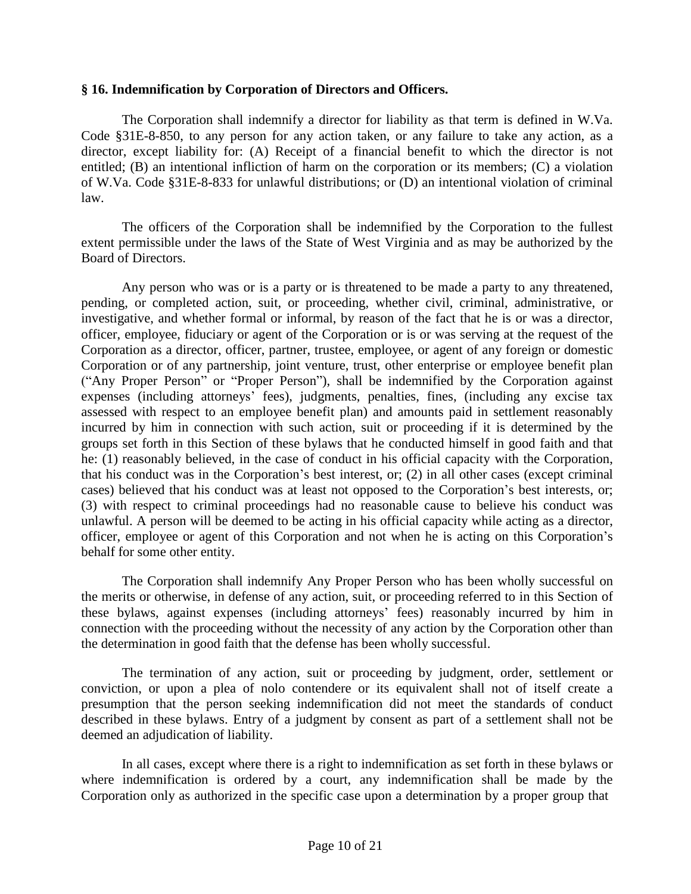### § 16. Indemnification by Corporation of Directors and Officers.

The Corporation shall indemnify a director for liability as that term is defined in W.Va. Code §31E-8-850, to any person for any action taken, or any failure to take any action, as a director, except liability for: (A) Receipt of a financial benefit to which the director is not entitled; (B) an intentional infliction of harm on the corporation or its members; (C) a violation of W.Va. Code §31E-8-833 for unlawful distributions; or (D) an intentional violation of criminal law.

The officers of the Corporation shall be indemnified by the Corporation to the fullest extent permissible under the laws of the State of West Virginia and as may be authorized by the Board of Directors.

Any person who was or is a party or is threatened to be made a party to any threatened, pending, or completed action, suit, or proceeding, whether civil, criminal, administrative, or investigative, and whether formal or informal, by reason of the fact that he is or was a director, officer, employee, fiduciary or agent of the Corporation or is or was serving at the request of the Corporation as a director, officer, partner, trustee, employee, or agent of any foreign or domestic Corporation or of any partnership, joint venture, trust, other enterprise or employee benefit plan ("Any Proper Person" or "Proper Person"), shall be indemnified by the Corporation against expenses (including attorneys' fees), judgments, penalties, fines, (including any excise tax assessed with respect to an employee benefit plan) and amounts paid in settlement reasonably incurred by him in connection with such action, suit or proceeding if it is determined by the groups set forth in this Section of these bylaws that he conducted himself in good faith and that he: (1) reasonably believed, in the case of conduct in his official capacity with the Corporation, that his conduct was in the Corporation's best interest, or; (2) in all other cases (except criminal cases) believed that his conduct was at least not opposed to the Corporation's best interests, or; (3) with respect to criminal proceedings had no reasonable cause to believe his conduct was unlawful. A person will be deemed to be acting in his official capacity while acting as a director, officer, employee or agent of this Corporation and not when he is acting on this Corporation's behalf for some other entity.

The Corporation shall indemnify Any Proper Person who has been wholly successful on the merits or otherwise, in defense of any action, suit, or proceeding referred to in this Section of these bylaws, against expenses (including attorneys' fees) reasonably incurred by him in connection with the proceeding without the necessity of any action by the Corporation other than the determination in good faith that the defense has been wholly successful.

The termination of any action, suit or proceeding by judgment, order, settlement or conviction, or upon a plea of nolo contendere or its equivalent shall not of itself create a presumption that the person seeking indemnification did not meet the standards of conduct described in these bylaws. Entry of a judgment by consent as part of a settlement shall not be deemed an adjudication of liability.

In all cases, except where there is a right to indemnification as set forth in these bylaws or where indemnification is ordered by a court, any indemnification shall be made by the Corporation only as authorized in the specific case upon a determination by a proper group that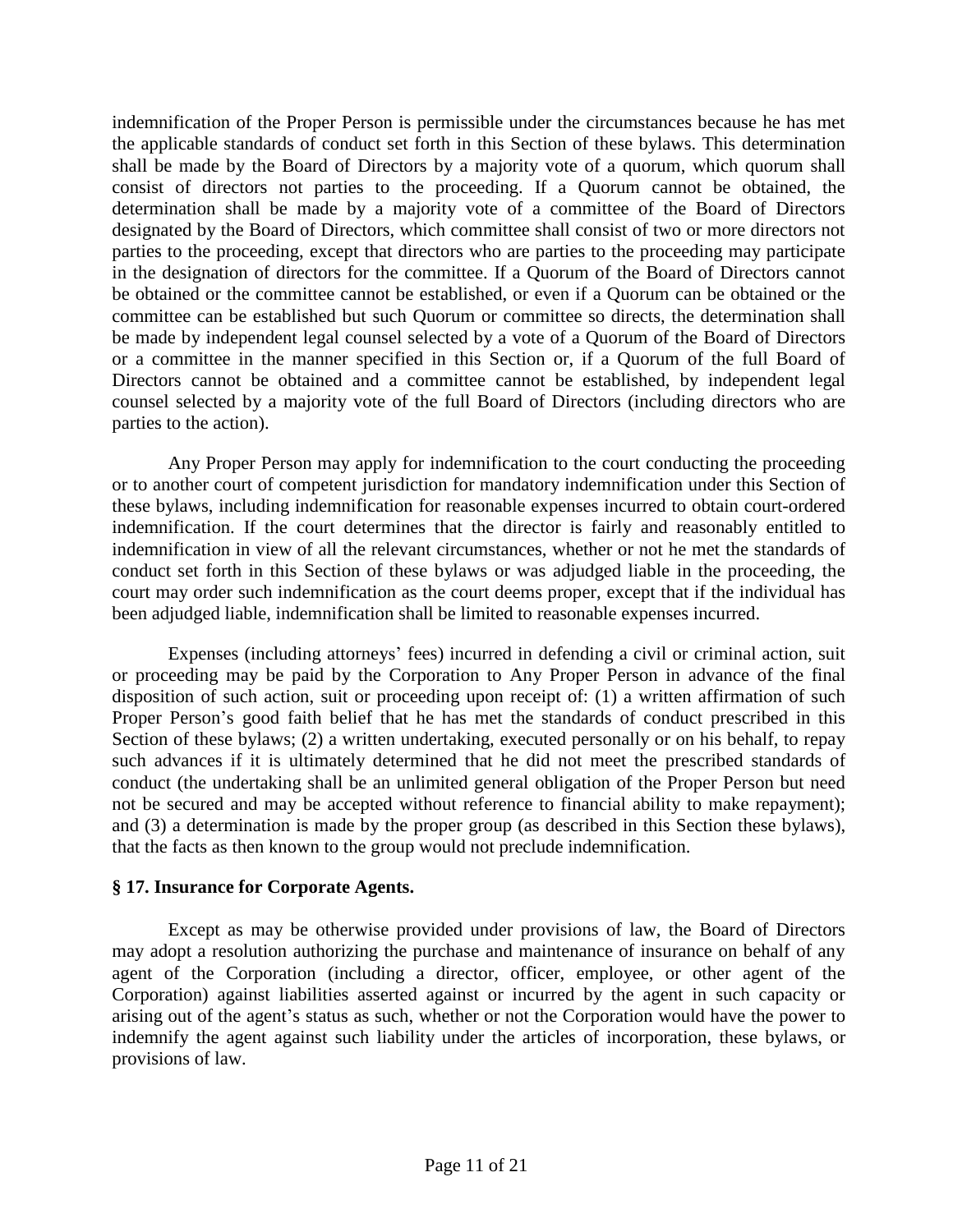indemnification of the Proper Person is permissible under the circumstances because he has met the applicable standards of conduct set forth in this Section of these bylaws. This determination shall be made by the Board of Directors by a majority vote of a quorum, which quorum shall consist of directors not parties to the proceeding. If a Quorum cannot be obtained, the determination shall be made by a majority vote of a committee of the Board of Directors designated by the Board of Directors, which committee shall consist of two or more directors not parties to the proceeding, except that directors who are parties to the proceeding may participate in the designation of directors for the committee. If a Quorum of the Board of Directors cannot be obtained or the committee cannot be established, or even if a Quorum can be obtained or the committee can be established but such Quorum or committee so directs, the determination shall be made by independent legal counsel selected by a vote of a Quorum of the Board of Directors or a committee in the manner specified in this Section or, if a Quorum of the full Board of Directors cannot be obtained and a committee cannot be established, by independent legal counsel selected by a majority vote of the full Board of Directors (including directors who are parties to the action).

Any Proper Person may apply for indemnification to the court conducting the proceeding or to another court of competent jurisdiction for mandatory indemnification under this Section of these bylaws, including indemnification for reasonable expenses incurred to obtain court-ordered indemnification. If the court determines that the director is fairly and reasonably entitled to indemnification in view of all the relevant circumstances, whether or not he met the standards of conduct set forth in this Section of these bylaws or was adjudged liable in the proceeding, the court may order such indemnification as the court deems proper, except that if the individual has been adjudged liable, indemnification shall be limited to reasonable expenses incurred.

Expenses (including attorneys' fees) incurred in defending a civil or criminal action, suit or proceeding may be paid by the Corporation to Any Proper Person in advance of the final disposition of such action, suit or proceeding upon receipt of: (1) a written affirmation of such Proper Person's good faith belief that he has met the standards of conduct prescribed in this Section of these bylaws; (2) a written undertaking, executed personally or on his behalf, to repay such advances if it is ultimately determined that he did not meet the prescribed standards of conduct (the undertaking shall be an unlimited general obligation of the Proper Person but need not be secured and may be accepted without reference to financial ability to make repayment); and (3) a determination is made by the proper group (as described in this Section these bylaws), that the facts as then known to the group would not preclude indemnification.

### § 17. Insurance for Corporate Agents.

Except as may be otherwise provided under provisions of law, the Board of Directors may adopt a resolution authorizing the purchase and maintenance of insurance on behalf of any agent of the Corporation (including a director, officer, employee, or other agent of the Corporation) against liabilities asserted against or incurred by the agent in such capacity or arising out of the agent's status as such, whether or not the Corporation would have the power to indemnify the agent against such liability under the articles of incorporation, these bylaws, or provisions of law.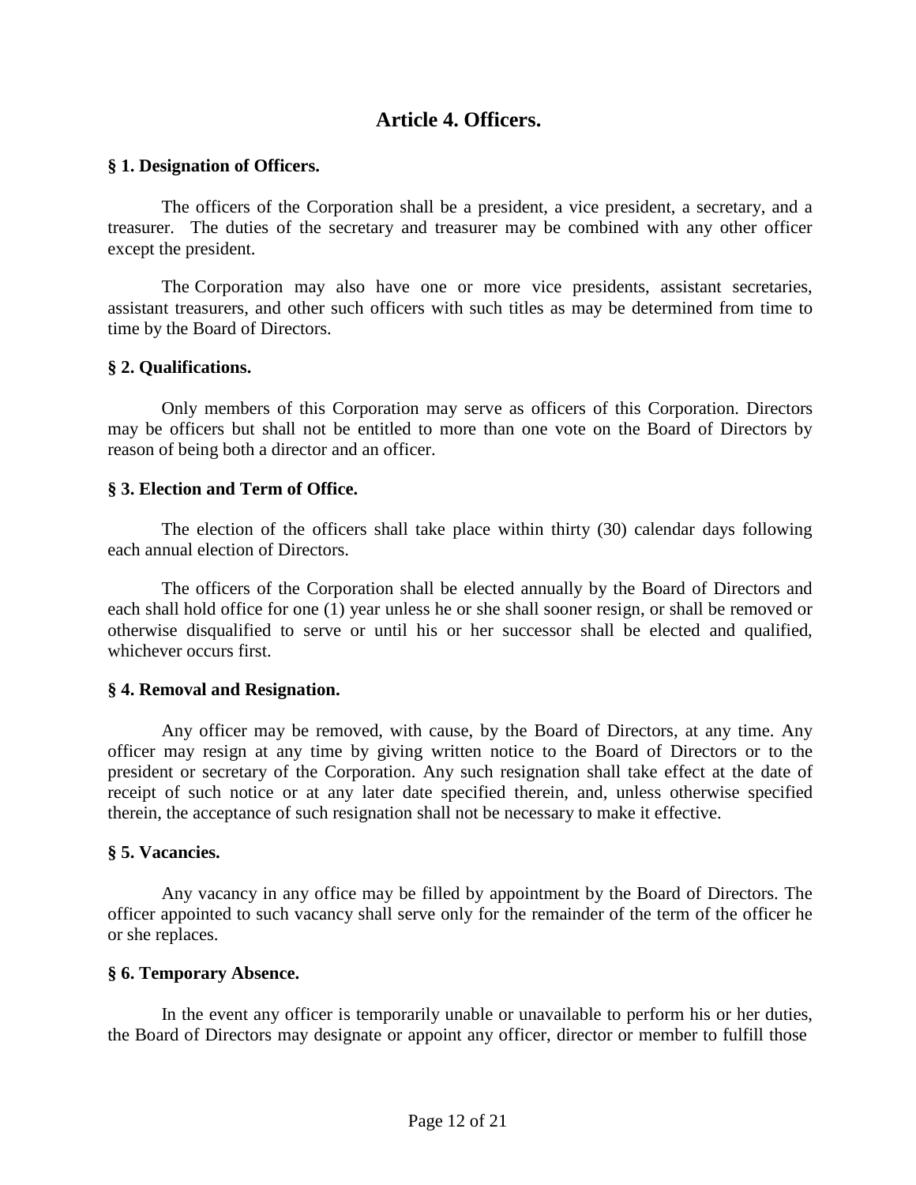# Article 4. Officers.

**§ 1. Designation of Officers.**

The officers of the Corporation shall be a president, a vice president, a secretary, and a treasurer. The duties of the secretary and treasurer may be combined with any other officer except the president.

The Corporation may also have one or more vice presidents, assistant secretaries, assistant treasurers, and other such officers with such titles as may be determined from time to time by the Board of Directors.

**§ 2. Qualifications.**

Only members of this Corporation may serve as officers of this Corporation. Directors may be officers but shall not be entitled to more than one vote on the Board of Directors by reason of being both a director and an officer.

**§ 3. Election and Term of Office.**

The election of the officers shall take place within thirty (30) calendar days following each annual election of Directors.

The officers of the Corporation shall be elected annually by the Board of Directors and each shall hold office for one (1) year unless he or she shall sooner resign, or shall be removed or otherwise disqualified to serve or until his or her successor shall be elected and qualified, whichever occurs first.

**§ 4. Removal and Resignation.**

Any officer may be removed, with cause, by the Board of Directors, at any time. Any officer may resign at any time by giving written notice to the Board of Directors or to the president or secretary of the Corporation. Any such resignation shall take effect at the date of receipt of such notice or at any later date specified therein, and, unless otherwise specified therein, the acceptance of such resignation shall not be necessary to make it effective.

**§ 5. Vacancies.**

Any vacancy in any office may be filled by appointment by the Board of Directors. The officer appointed to such vacancy shall serve only for the remainder of the term of the officer he or she replaces.

**§ 6. Temporary Absence.**

In the event any officer is temporarily unable or unavailable to perform his or her duties, the Board of Directors may designate or appoint any officer, director or member to fulfill those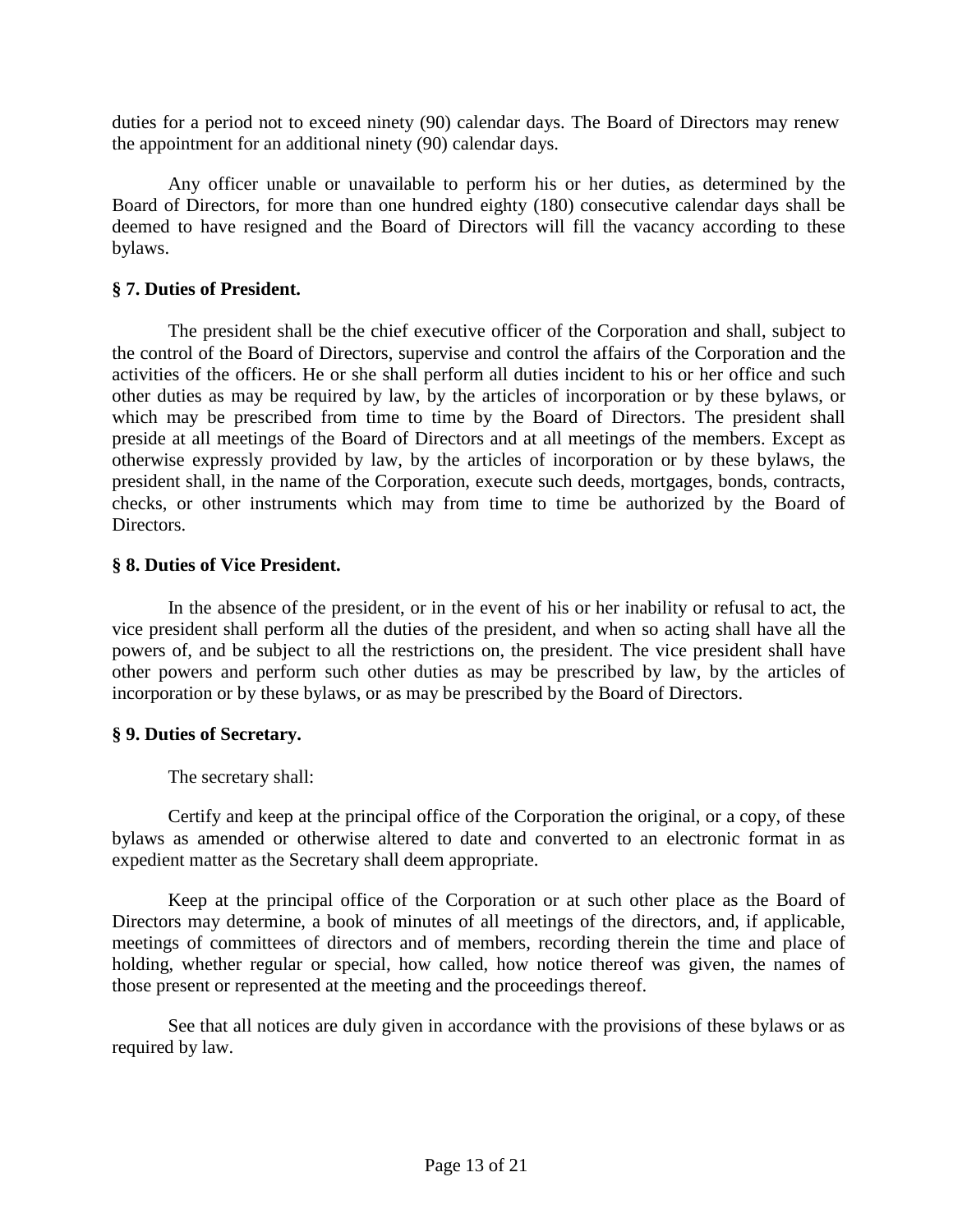duties for a period not to exceed ninety (90) calendar days. The Board of Directors may renew the appointment for an additional ninety (90) calendar days.

Any officer unable or unavailable to perform his or her duties, as determined by the Board of Directors, for more than one hundred eighty (180) consecutive calendar days shall be deemed to have resigned and the Board of Directors will fill the vacancy according to these bylaws.

**§ 7. Duties of President.**

The president shall be the chief executive officer of the Corporation and shall, subject to the control of the Board of Directors, supervise and control the affairs of the Corporation and the activities of the officers. He or she shall perform all duties incident to his or her office and such other duties as may be required by law, by the articles of incorporation or by these bylaws, or which may be prescribed from time to time by the Board of Directors. The president shall preside at all meetings of the Board of Directors and at all meetings of the members. Except as otherwise expressly provided by law, by the articles of incorporation or by these bylaws, the president shall, in the name of the Corporation, execute such deeds, mortgages, bonds, contracts, checks, or other instruments which may from time to time be authorized by the Board of Directors.

**§ 8. Duties of Vice President.**

In the absence of the president, or in the event of his or her inability or refusal to act, the vice president shall perform all the duties of the president, and when so acting shall have all the powers of, and be subject to all the restrictions on, the president. The vice president shall have other powers and perform such other duties as may be prescribed by law, by the articles of incorporation or by these bylaws, or as may be prescribed by the Board of Directors.

**§ 9. Duties of Secretary.**

The secretary shall:

Certify and keep at the principal office of the Corporation the original, or a copy, of these bylaws as amended or otherwise altered to date and converted to an electronic format in as expedient matter as the Secretary shall deem appropriate.

Keep at the principal office of the Corporation or at such other place as the Board of Directors may determine, a book of minutes of all meetings of the directors, and, if applicable, meetings of committees of directors and of members, recording therein the time and place of holding, whether regular or special, how called, how notice thereof was given, the names of those present or represented at the meeting and the proceedings thereof.

See that all notices are duly given in accordance with the provisions of these bylaws or as required by law.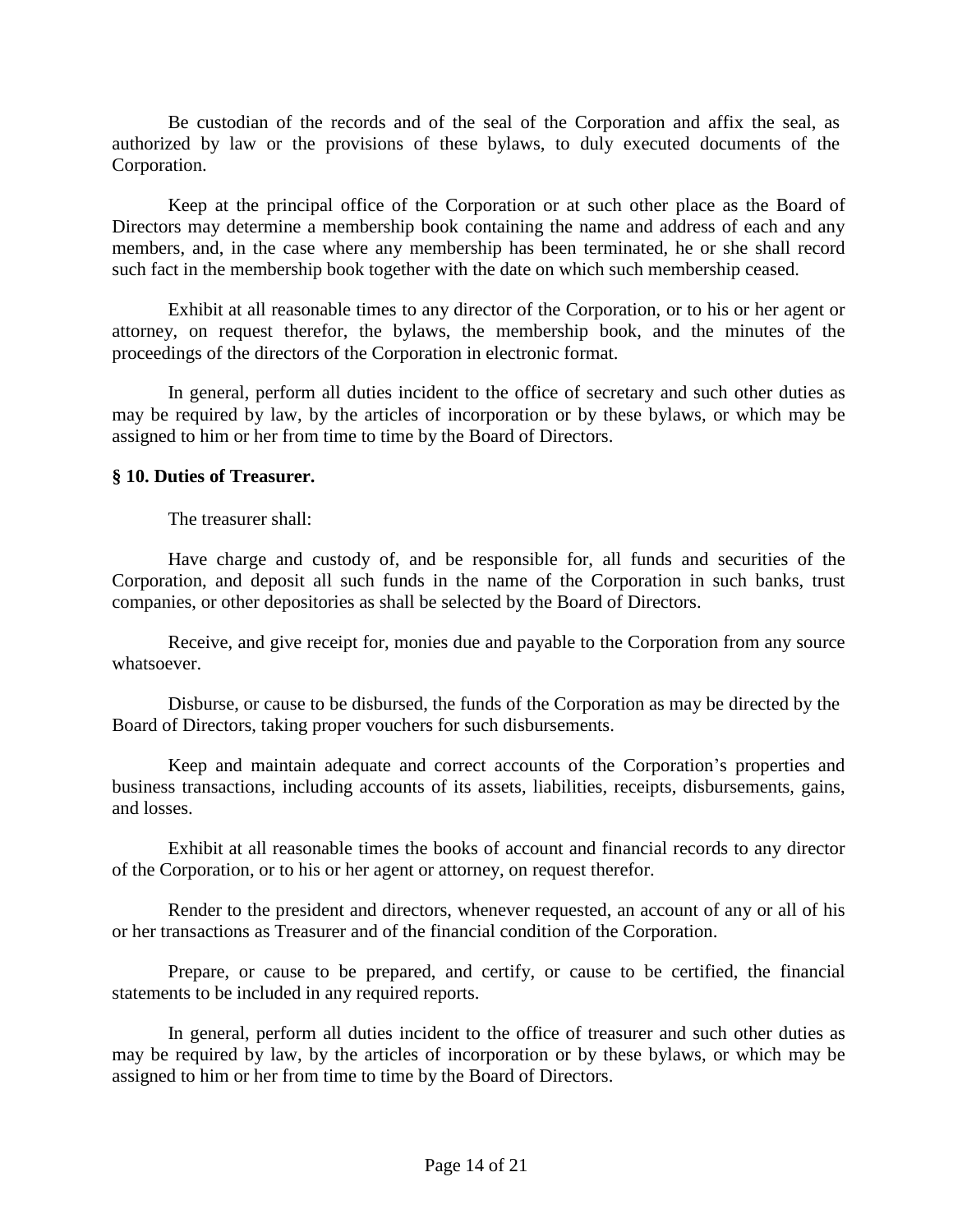Be custodian of the records and of the seal of the Corporation and affix the seal, as authorized by law or the provisions of these bylaws, to duly executed documents of the Corporation.

Keep at the principal office of the Corporation or at such other place as the Board of Directors may determine a membership book containing the name and address of each and any members, and, in the case where any membership has been terminated, he or she shall record such fact in the membership book together with the date on which such membership ceased.

Exhibit at all reasonable times to any director of the Corporation, or to his or her agent or attorney, on request therefor, the bylaws, the membership book, and the minutes of the proceedings of the directors of the Corporation in electronic format.

In general, perform all duties incident to the office of secretary and such other duties as may be required by law, by the articles of incorporation or by these bylaws, or which may be assigned to him or her from time to time by the Board of Directors.

**§ 10. Duties of Treasurer.**

The treasurer shall:

Have charge and custody of, and be responsible for, all funds and securities of the Corporation, and deposit all such funds in the name of the Corporation in such banks, trust companies, or other depositories as shall be selected by the Board of Directors.

Receive, and give receipt for, monies due and payable to the Corporation from any source whatsoever.

Disburse, or cause to be disbursed, the funds of the Corporation as may be directed by the Board of Directors, taking proper vouchers for such disbursements.

Keep and maintain adequate and correct accounts of the Corporation's properties and business transactions, including accounts of its assets, liabilities, receipts, disbursements, gains, and losses.

Exhibit at all reasonable times the books of account and financial records to any director of the Corporation, or to his or her agent or attorney, on request therefor.

Render to the president and directors, whenever requested, an account of any or all of his or her transactions as Treasurer and of the financial condition of the Corporation.

Prepare, or cause to be prepared, and certify, or cause to be certified, the financial statements to be included in any required reports.

In general, perform all duties incident to the office of treasurer and such other duties as may be required by law, by the articles of incorporation or by these bylaws, or which may be assigned to him or her from time to time by the Board of Directors.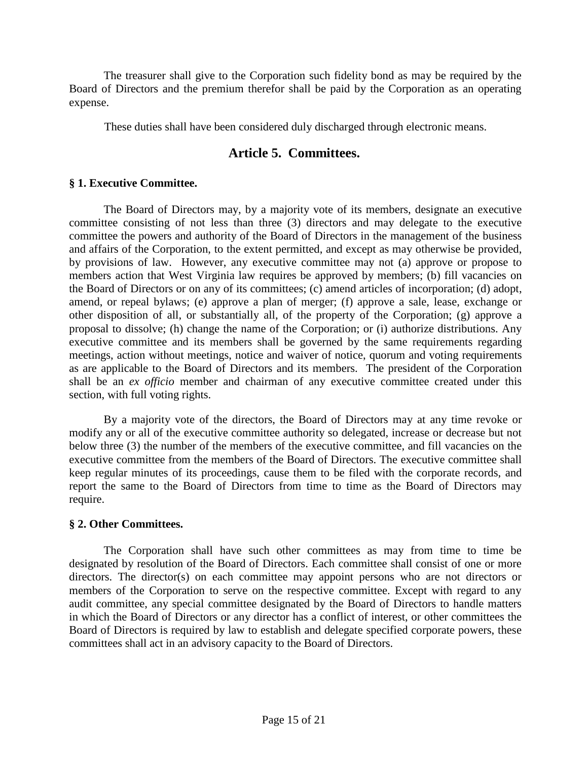The treasurer shall give to the Corporation such fidelity bond as may be required by the Board of Directors and the premium therefor shall be paid by the Corporation as an operating expense.

These duties shall have been considered duly discharged through electronic means.

## Article 5. Committees.

**§ 1. Executive Committee.**

The Board of Directors may, by a majority vote of its members, designate an executive committee consisting of not less than three (3) directors and may delegate to the executive committee the powers and authority of the Board of Directors in the management of the business and affairs of the Corporation, to the extent permitted, and except as may otherwise be provided, by provisions of law. However, any executive committee may not (a) approve or propose to members action that West Virginia law requires be approved by members; (b) fill vacancies on the Board of Directors or on any of its committees; (c) amend articles of incorporation; (d) adopt, amend, or repeal bylaws; (e) approve a plan of merger; (f) approve a sale, lease, exchange or other disposition of all, or substantially all, of the property of the Corporation; (g) approve a proposal to dissolve; (h) change the name of the Corporation; or (i) authorize distributions. Any executive committee and its members shall be governed by the same requirements regarding meetings, action without meetings, notice and waiver of notice, quorum and voting requirements as are applicable to the Board of Directors and its members. The president of the Corporation shall be an *ex officio* member and chairman of any executive committee created under this section, with full voting rights.

By a majority vote of the directors, the Board of Directors may at any time revoke or modify any or all of the executive committee authority so delegated, increase or decrease but not below three (3) the number of the members of the executive committee, and fill vacancies on the executive committee from the members of the Board of Directors. The executive committee shall keep regular minutes of its proceedings, cause them to be filed with the corporate records, and report the same to the Board of Directors from time to time as the Board of Directors may require.

**§ 2. Other Committees.**

The Corporation shall have such other committees as may from time to time be designated by resolution of the Board of Directors. Each committee shall consist of one or more directors. The director(s) on each committee may appoint persons who are not directors or members of the Corporation to serve on the respective committee. Except with regard to any audit committee, any special committee designated by the Board of Directors to handle matters in which the Board of Directors or any director has a conflict of interest, or other committees the Board of Directors is required by law to establish and delegate specified corporate powers, these committees shall act in an advisory capacity to the Board of Directors.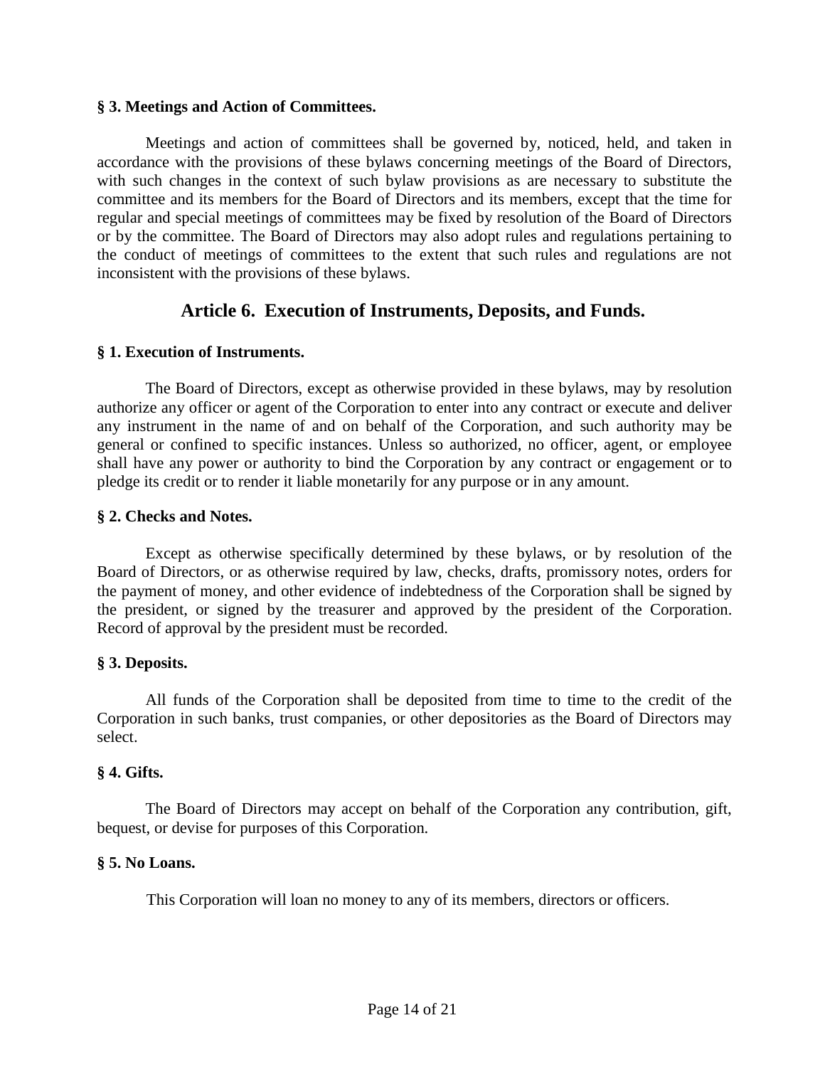**§ 3. Meetings and Action of Committees.**

Meetings and action of committees shall be governed by, noticed, held, and taken in accordance with the provisions of these bylaws concerning meetings of the Board of Directors, with such changes in the context of such bylaw provisions as are necessary to substitute the committee and its members for the Board of Directors and its members, except that the time for regular and special meetings of committees may be fixed by resolution of the Board of Directors or by the committee. The Board of Directors may also adopt rules and regulations pertaining to the conduct of meetings of committees to the extent that such rules and regulations are not inconsistent with the provisions of these bylaws.

## Article 6. Execution of Instruments, Deposits, and Funds.

**§ 1. Execution of Instruments.**

The Board of Directors, except as otherwise provided in these bylaws, may by resolution authorize any officer or agent of the Corporation to enter into any contract or execute and deliver any instrument in the name of and on behalf of the Corporation, and such authority may be general or confined to specific instances. Unless so authorized, no officer, agent, or employee shall have any power or authority to bind the Corporation by any contract or engagement or to pledge its credit or to render it liable monetarily for any purpose or in any amount.

**§ 2. Checks and Notes.**

Except as otherwise specifically determined by these bylaws, or by resolution of the Board of Directors, or as otherwise required by law, checks, drafts, promissory notes, orders for the payment of money, and other evidence of indebtedness of the Corporation shall be signed by the president, or signed by the treasurer and approved by the president of the Corporation. Record of approval by the president must be recorded.

**§ 3. Deposits.**

All funds of the Corporation shall be deposited from time to time to the credit of the Corporation in such banks, trust companies, or other depositories as the Board of Directors may select.

**§ 4. Gifts.**

The Board of Directors may accept on behalf of the Corporation any contribution, gift, bequest, or devise for purposes of this Corporation.

**§ 5. No Loans.**

This Corporation will loan no money to any of its members, directors or officers.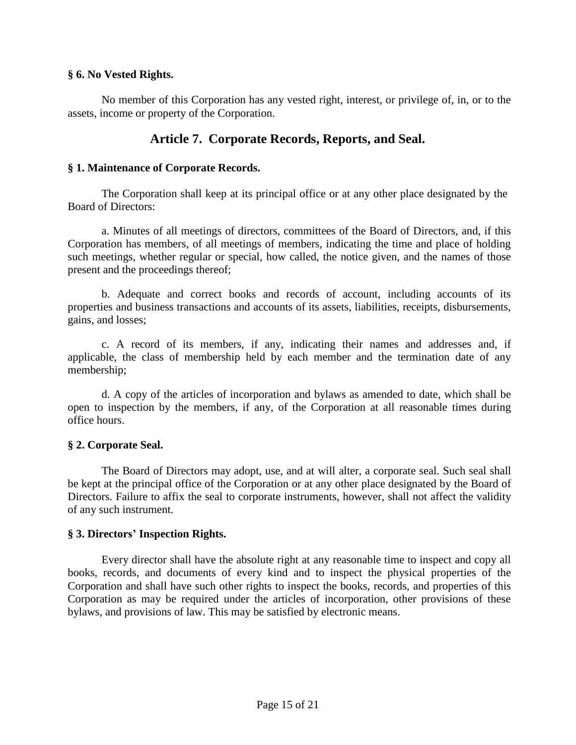**§ 6. No Vested Rights.**

No member of this Corporation has any vested right, interest, or privilege of, in, or to the assets, income or property of the Corporation.

## Article 7. Corporate Records, Reports, and Seal.

**§ 1. Maintenance of Corporate Records.**

The Corporation shall keep at its principal office or at any other place designated by the Board of Directors:

a. Minutes of all meetings of directors, committees of the Board of Directors, and, if this Corporation has members, of all meetings of members, indicating the time and place of holding such meetings, whether regular or special, how called, the notice given, and the names of those present and the proceedings thereof;

b. Adequate and correct books and records of account, including accounts of its properties and business transactions and accounts of its assets, liabilities, receipts, disbursements, gains, and losses;

c. A record of its members, if any, indicating their names and addresses and, if applicable, the class of membership held by each member and the termination date of any membership;

d. A copy of the articles of incorporation and bylaws as amended to date, which shall be open to inspection by the members, if any, of the Corporation at all reasonable times during office hours.

**§ 2. Corporate Seal.**

The Board of Directors may adopt, use, and at will alter, a corporate seal. Such seal shall be kept at the principal office of the Corporation or at any other place designated by the Board of Directors. Failure to affix the seal to corporate instruments, however, shall not affect the validity of any such instrument.

**§ 3. Directors' Inspection Rights.**

Every director shall have the absolute right at any reasonable time to inspect and copy all books, records, and documents of every kind and to inspect the physical properties of the Corporation and shall have such other rights to inspect the books, records, and properties of this Corporation as may be required under the articles of incorporation, other provisions of these bylaws, and provisions of law. This may be satisfied by electronic means.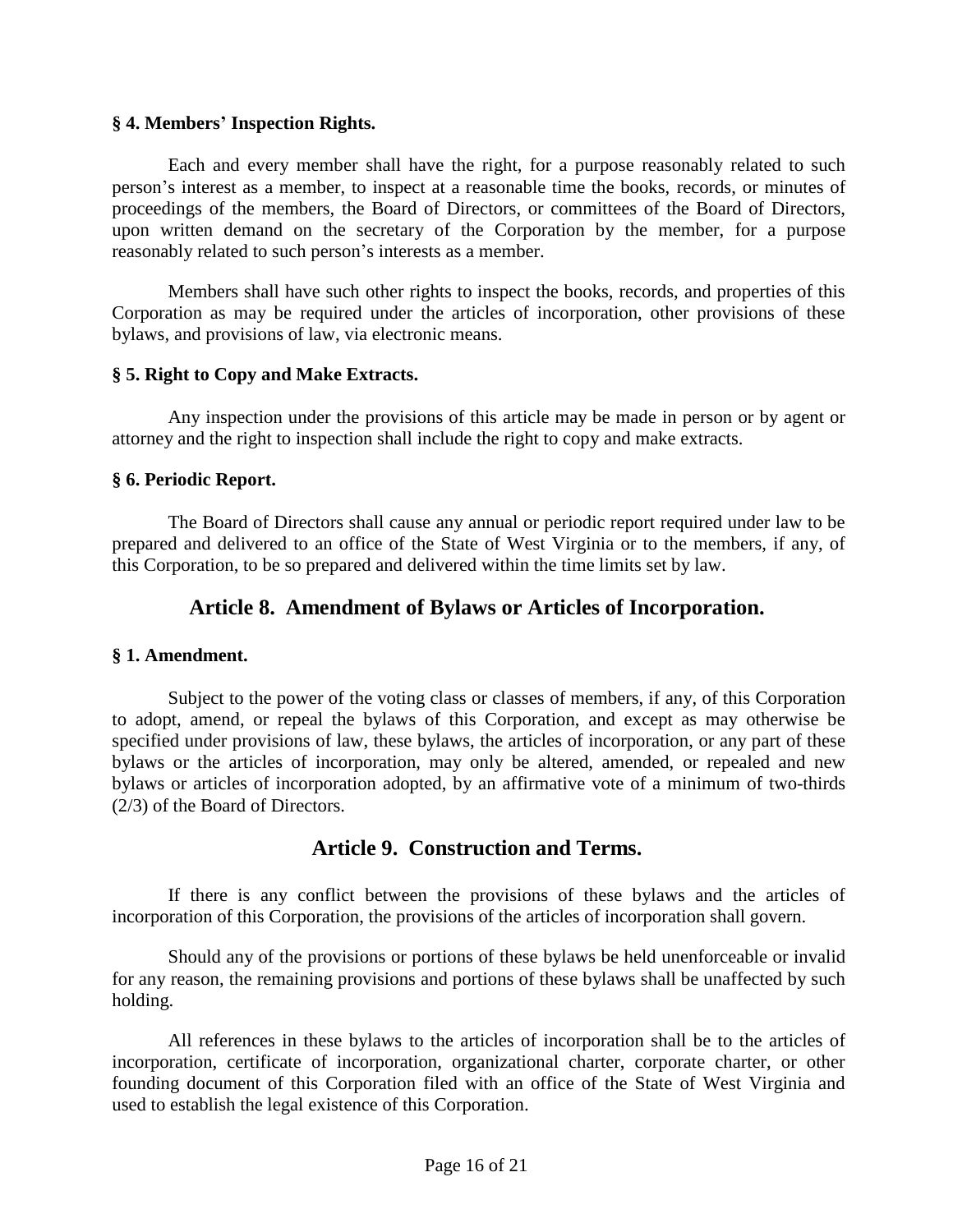**§ 4. Members' Inspection Rights.**

Each and every member shall have the right, for a purpose reasonably related to such person's interest as a member, to inspect at a reasonable time the books, records, or minutes of proceedings of the members, the Board of Directors, or committees of the Board of Directors, upon written demand on the secretary of the Corporation by the member, for a purpose reasonably related to such person's interests as a member.

Members shall have such other rights to inspect the books, records, and properties of this Corporation as may be required under the articles of incorporation, other provisions of these bylaws, and provisions of law, via electronic means.

**§ 5. Right to Copy and Make Extracts.**

Any inspection under the provisions of this article may be made in person or by agent or attorney and the right to inspection shall include the right to copy and make extracts.

**§ 6. Periodic Report.**

The Board of Directors shall cause any annual or periodic report required under law to be prepared and delivered to an office of the State of West Virginia or to the members, if any, of this Corporation, to be so prepared and delivered within the time limits set by law.

## Article 8. Amendment of Bylaws or Articles of Incorporation.

**§ 1. Amendment.**

Subject to the power of the voting class or classes of members, if any, of this Corporation to adopt, amend, or repeal the bylaws of this Corporation, and except as may otherwise be specified under provisions of law, these bylaws, the articles of incorporation, or any part of these bylaws or the articles of incorporation, may only be altered, amended, or repealed and new bylaws or articles of incorporation adopted, by an affirmative vote of a minimum of two-thirds (2/3) of the Board of Directors.

## Article 9. Construction and Terms.

If there is any conflict between the provisions of these bylaws and the articles of incorporation of this Corporation, the provisions of the articles of incorporation shall govern.

Should any of the provisions or portions of these bylaws be held unenforceable or invalid for any reason, the remaining provisions and portions of these bylaws shall be unaffected by such holding.

All references in these bylaws to the articles of incorporation shall be to the articles of incorporation, certificate of incorporation, organizational charter, corporate charter, or other founding document of this Corporation filed with an office of the State of West Virginia and used to establish the legal existence of this Corporation.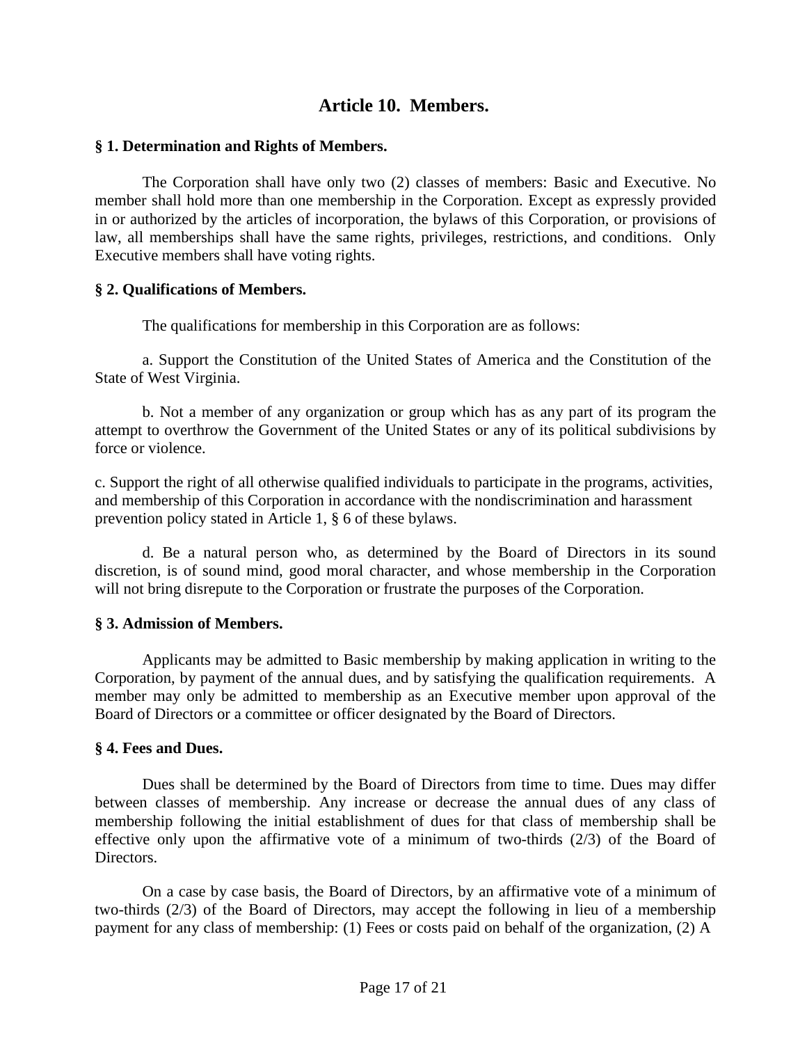## Article 10.  Members.

**§ 1. Determination and Rights of Members.**

The Corporation shall have only two (2) classes of members: Basic and Executive. No member shall hold more than one membership in the Corporation. Except as expressly provided in or authorized by the articles of incorporation, the bylaws of this Corporation, or provisions of law, all memberships shall have the same rights, privileges, restrictions, and conditions.  Only Executive members shall have voting rights.

**§ 2. Qualifications of Members.**

The qualifications for membership in this Corporation are as follows:

a. Support the Constitution of the United States of America and the Constitution of the State of West Virginia.

b. Not a member of any organization or group which has as any part of its program the attempt to overthrow the Government of the United States or any of its political subdivisions by force or violence.

c. Support the right of all otherwise qualified individuals to participate in the programs, activities, and membership of this Corporation in accordance with the nondiscrimination and harassment prevention policy stated in Article 1, § 6 of these bylaws.

d. Be a natural person who, as determined by the Board of Directors in its sound discretion, is of sound mind, good moral character, and whose membership in the Corporation will not bring disrepute to the Corporation or frustrate the purposes of the Corporation.

**§ 3. Admission of Members.**

Applicants may be admitted to Basic membership by making application in writing to the Corporation, by payment of the annual dues, and by satisfying the qualification requirements.  A member may only be admitted to membership as an Executive member upon approval of the Board of Directors or a committee or officer designated by the Board of Directors.

**§ 4. Fees and Dues.**

Dues shall be determined by the Board of Directors from time to time. Dues may differ between classes of membership. Any increase or decrease the annual dues of any class of membership following the initial establishment of dues for that class of membership shall be effective only upon the affirmative vote of a minimum of two-thirds (2/3) of the Board of Directors.

On a case by case basis, the Board of Directors, by an affirmative vote of a minimum of two-thirds (2/3) of the Board of Directors, may accept the following in lieu of a membership payment for any class of membership: (1) Fees or costs paid on behalf of the organization, (2) A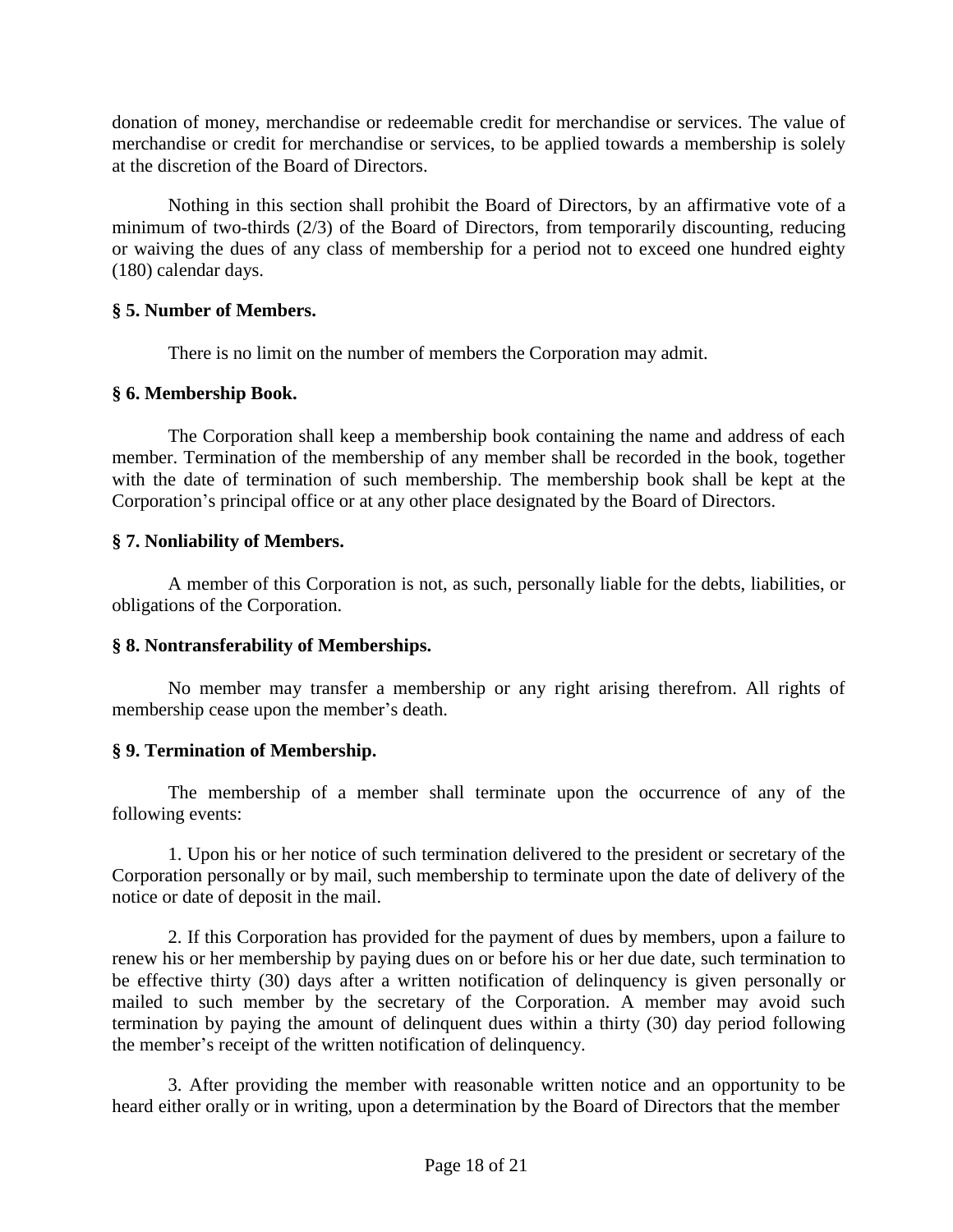donation of money, merchandise or redeemable credit for merchandise or services. The value of merchandise or credit for merchandise or services, to be applied towards a membership is solely at the discretion of the Board of Directors.

Nothing in this section shall prohibit the Board of Directors, by an affirmative vote of a minimum of two-thirds (2/3) of the Board of Directors, from temporarily discounting, reducing or waiving the dues of any class of membership for a period not to exceed one hundred eighty (180) calendar days.

**§ 5. Number of Members.**

There is no limit on the number of members the Corporation may admit.

**§ 6. Membership Book.**

The Corporation shall keep a membership book containing the name and address of each member. Termination of the membership of any member shall be recorded in the book, together with the date of termination of such membership. The membership book shall be kept at the Corporation's principal office or at any other place designated by the Board of Directors.

**§ 7. Nonliability of Members.**

A member of this Corporation is not, as such, personally liable for the debts, liabilities, or obligations of the Corporation.

**§ 8. Nontransferability of Memberships.**

No member may transfer a membership or any right arising therefrom. All rights of membership cease upon the member's death.

**§ 9. Termination of Membership.**

The membership of a member shall terminate upon the occurrence of any of the following events:

1. Upon his or her notice of such termination delivered to the president or secretary of the Corporation personally or by mail, such membership to terminate upon the date of delivery of the notice or date of deposit in the mail.

2. If this Corporation has provided for the payment of dues by members, upon a failure to renew his or her membership by paying dues on or before his or her due date, such termination to be effective thirty (30) days after a written notification of delinquency is given personally or mailed to such member by the secretary of the Corporation. A member may avoid such termination by paying the amount of delinquent dues within a thirty (30) day period following the member's receipt of the written notification of delinquency.

3. After providing the member with reasonable written notice and an opportunity to be heard either orally or in writing, upon a determination by the Board of Directors that the member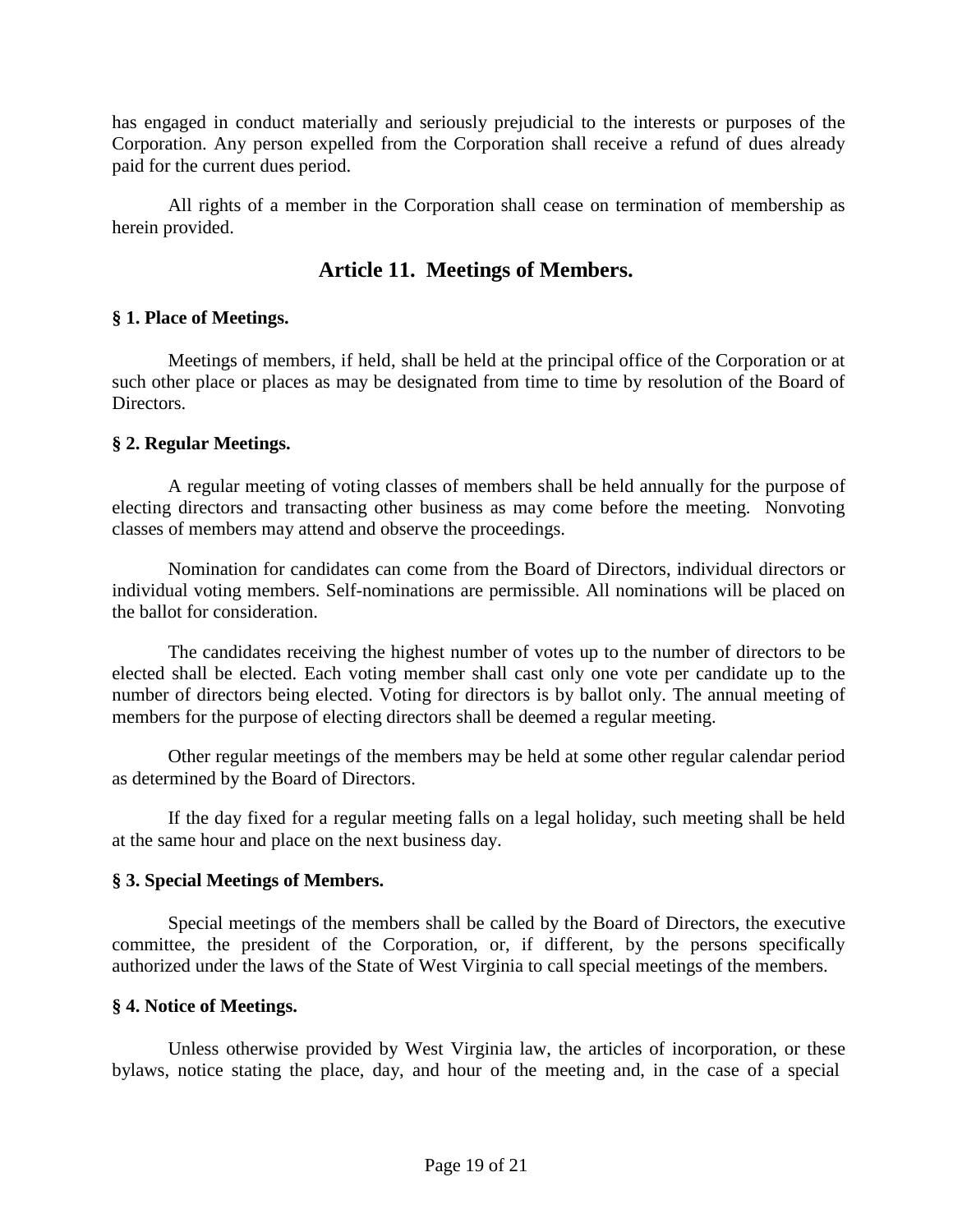has engaged in conduct materially and seriously prejudicial to the interests or purposes of the Corporation. Any person expelled from the Corporation shall receive a refund of dues already paid for the current dues period.

All rights of a member in the Corporation shall cease on termination of membership as herein provided.

## Article 11. Meetings of Members.

**§ 1. Place of Meetings.**

Meetings of members, if held, shall be held at the principal office of the Corporation or at such other place or places as may be designated from time to time by resolution of the Board of Directors.

**§ 2. Regular Meetings.**

A regular meeting of voting classes of members shall be held annually for the purpose of electing directors and transacting other business as may come before the meeting. Nonvoting classes of members may attend and observe the proceedings.

Nomination for candidates can come from the Board of Directors, individual directors or individual voting members. Self-nominations are permissible. All nominations will be placed on the ballot for consideration.

The candidates receiving the highest number of votes up to the number of directors to be elected shall be elected. Each voting member shall cast only one vote per candidate up to the number of directors being elected. Voting for directors is by ballot only. The annual meeting of members for the purpose of electing directors shall be deemed a regular meeting.

Other regular meetings of the members may be held at some other regular calendar period as determined by the Board of Directors.

If the day fixed for a regular meeting falls on a legal holiday, such meeting shall be held at the same hour and place on the next business day.

**§ 3. Special Meetings of Members.**

Special meetings of the members shall be called by the Board of Directors, the executive committee, the president of the Corporation, or, if different, by the persons specifically authorized under the laws of the State of West Virginia to call special meetings of the members.

**§ 4. Notice of Meetings.**

Unless otherwise provided by West Virginia law, the articles of incorporation, or these bylaws, notice stating the place, day, and hour of the meeting and, in the case of a special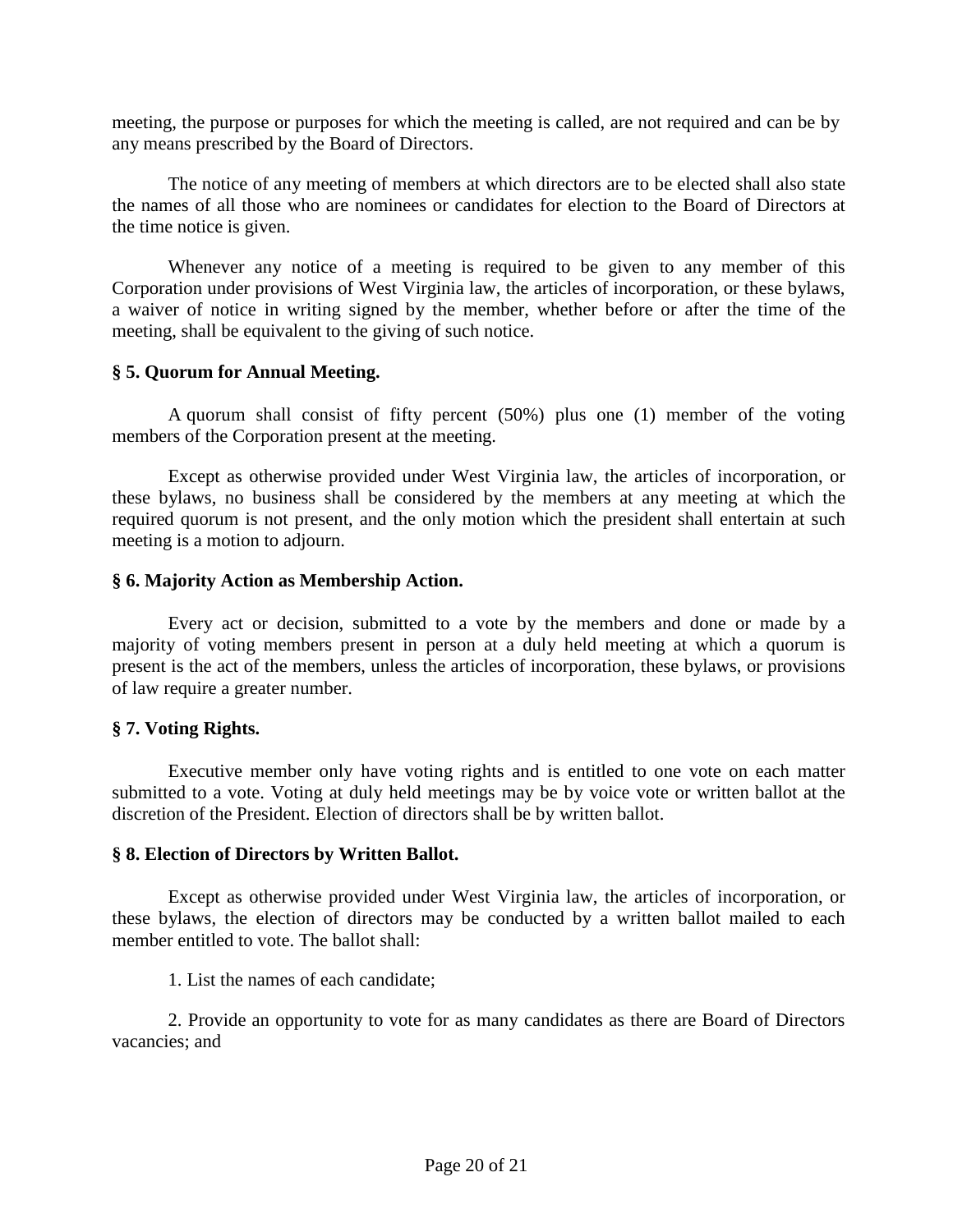meeting, the purpose or purposes for which the meeting is called, are not required and can be by any means prescribed by the Board of Directors.

The notice of any meeting of members at which directors are to be elected shall also state the names of all those who are nominees or candidates for election to the Board of Directors at the time notice is given.

Whenever any notice of a meeting is required to be given to any member of this Corporation under provisions of West Virginia law, the articles of incorporation, or these bylaws, a waiver of notice in writing signed by the member, whether before or after the time of the meeting, shall be equivalent to the giving of such notice.

**§ 5. Quorum for Annual Meeting.**

A quorum shall consist of fifty percent (50%) plus one (1) member of the voting members of the Corporation present at the meeting.

Except as otherwise provided under West Virginia law, the articles of incorporation, or these bylaws, no business shall be considered by the members at any meeting at which the required quorum is not present, and the only motion which the president shall entertain at such meeting is a motion to adjourn.

**§ 6. Majority Action as Membership Action.**

Every act or decision, submitted to a vote by the members and done or made by a majority of voting members present in person at a duly held meeting at which a quorum is present is the act of the members, unless the articles of incorporation, these bylaws, or provisions of law require a greater number.

**§ 7. Voting Rights.**

Executive member only have voting rights and is entitled to one vote on each matter submitted to a vote. Voting at duly held meetings may be by voice vote or written ballot at the discretion of the President. Election of directors shall be by written ballot.

**§ 8. Election of Directors by Written Ballot.**

Except as otherwise provided under West Virginia law, the articles of incorporation, or these bylaws, the election of directors may be conducted by a written ballot mailed to each member entitled to vote. The ballot shall:

1. List the names of each candidate;

2. Provide an opportunity to vote for as many candidates as there are Board of Directors vacancies; and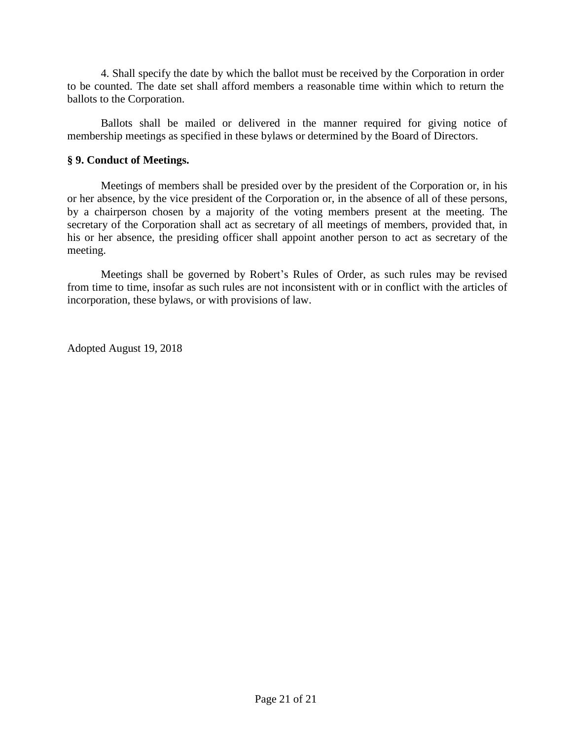4. Shall specify the date by which the ballot must be received by the Corporation in order to be counted. The date set shall afford members a reasonable time within which to return the ballots to the Corporation.

Ballots shall be mailed or delivered in the manner required for giving notice of membership meetings as specified in these bylaws or determined by the Board of Directors.

**§ 9. Conduct of Meetings.**

Meetings of members shall be presided over by the president of the Corporation or, in his or her absence, by the vice president of the Corporation or, in the absence of all of these persons, by a chairperson chosen by a majority of the voting members present at the meeting. The secretary of the Corporation shall act as secretary of all meetings of members, provided that, in his or her absence, the presiding officer shall appoint another person to act as secretary of the meeting.

Meetings shall be governed by Robert's Rules of Order, as such rules may be revised from time to time, insofar as such rules are not inconsistent with or in conflict with the articles of incorporation, these bylaws, or with provisions of law.

Adopted August 19, 2018